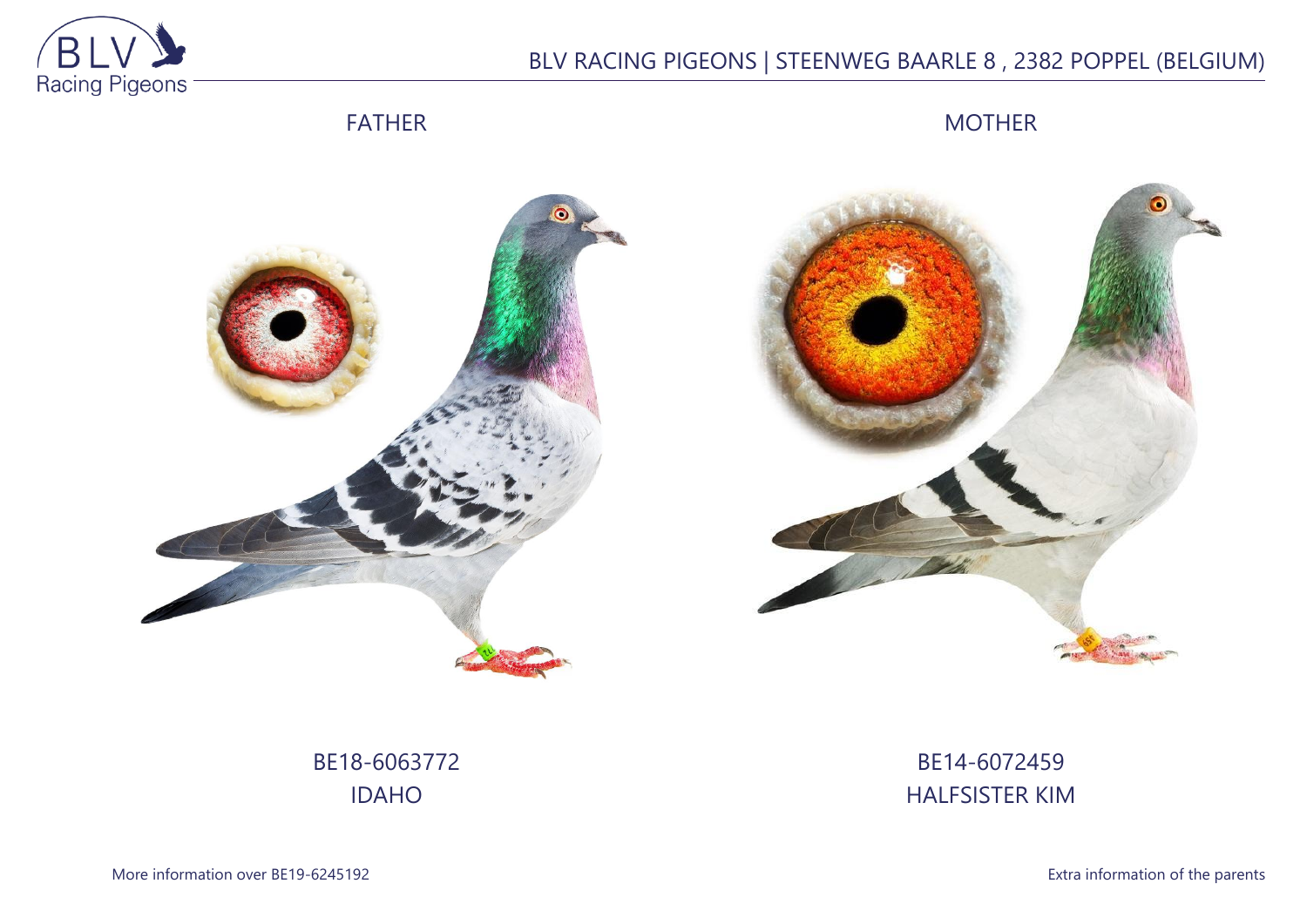FATHER

MOTHER

BE18-6063772
IDAHO

BE14-6072459
HALFSISTER KIM

More information over BE19-6245192

Extra information of the parents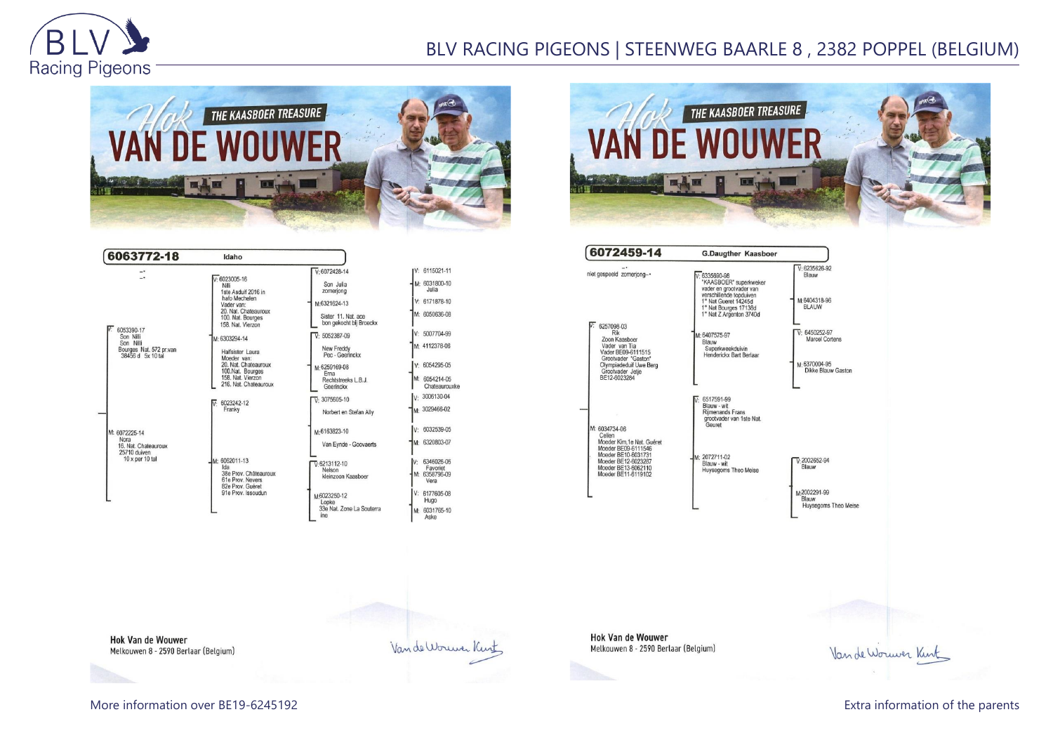# BLV RACING PIGEONS | STEENWEG BAARLE 8 , 2382 POPPEL (BELGIUM)

## Hok VAN DE WOUWER – THE KAASBOER TREASURE

### 6063772-18 Idaho

V: 6053390-17
Son Nilli
Son Nilli
Bourges Nat. 572 pr.van 38456 d 5x 10 tal

- V: 6023005-16
  Nili
  1ste Asduif 2016 in hafo Mechelen
  Vader van:
  20. Nat. Chateauroux
  100. Nat. Bourges
  158. Nat. Vierzon
  - V: 6072428-14
    Son Julia
    zomerjong
    - V: 6115021-11
    - M: 6031800-10
      Julia
  - M: 6321624-13
    Sister 11. Nat. ace
    bon gekocht bij Broeckx
    - V: 6171878-10
    - M: 6050636-08
- M: 6303294-14
  Halfsister Laura
  Moeder van:
  20. Nat. Chateauroux
  100. Nat. Bourges
  158. Nat. Vierzon
  216. Nat. Chateauroux
  - V: 5052387-09
    New Freddy
    Pec - Geerinckx
    - V: 5007704-99
    - M: 4112378-06
  - M: 6259169-08
    Erna
    Rechtstreeks L.B.J. Geerinckx
    - V: 6054295-05
    - M: 6054214-05
      Chateaurouxke

M: 6072225-14
Nora
16. Nat. Chateauroux
25710 duiven
10 x per 10 tal

- V: 6023242-12
  Franky
  - V: 3075605-10
    Norbert en Stefan Ally
    - V: 3006130-04
    - M: 3029466-02
  - M: 6163823-10
    Van Eynde - Goovaerts
    - V: 6032539-05
    - M: 6320803-07
- M: 6062011-13
  Ida
  38e Prov. Châteauroux
  61e Prov. Nevers
  82e Prov. Guéret
  91e Prov. Issoudun
  - V: 6213112-10
    Nelson
    kleinzoon Kaasboer
    - V: 6346026-06
      Favoriet
    - M: 6358796-09
      Vera
  - M: 6023250-12
    Lopke
    33e Nat. Zone La Souterraine
    - V: 6177605-08
      Hugo
    - M: 6031765-10
      Aske

Hok Van de Wouwer
Melkouwen 8 - 2590 Berlaar (Belgium)

Van de Wouwer Kurt

More information over BE19-6245192

## Hok VAN DE WOUWER – THE KAASBOER TREASURE

### 6072459-14 G.Daugther Kaasboer

niet gespeeld zomerjong

V: 6257098-03
Rik
Zoon Kaasboer
Vader van Tia
Vader BE09-6111515
Grootvader "Gaston"
Olympiadeduif Uwe Berg
Grootvader Jetje
BE12-6023284

- V: 6335690-98
  "KAASBOER" superkweker
  vader en grootvader van verschillende topduiven
  1° Nat Gueret 14245d
  1° Nat Bourges 17138d
  1° Nat Z Argenton 3740d
  - V: 6235626-92
    Blauw
  - M: 6404318-96
    BLAUW
- M: 6407575-97
  Blauw
  Superkweekduivin
  Hendericks Bart Berlaar
  - V: 6450252-97
    Marcel Cortens
  - M: 6370004-95
    Dikke Blauw Gaston

M: 6034734-06
Cellen
Moeder Kim,1e Nat. Guéret
Moeder BE09-6111546
Moeder BE10-6031731
Moeder BE12-6023287
Moeder BE13-6062110
Moeder BE11-6119102

- V: 6517591-99
  Blauw - wit
  Rijmenands Frans
  grootvader van 1ste Nat. Geuret
- M: 2072711-02
  Blauw - wit
  Huysegoms Theo Meise
  - V: 2002652-94
    Blauw
  - M: 2002291-99
    Blauw
    Huysegoms Theo Meise

Hok Van de Wouwer
Melkouwen 8 - 2590 Berlaar (Belgium)

Van de Wouwer Kurt

Extra information of the parents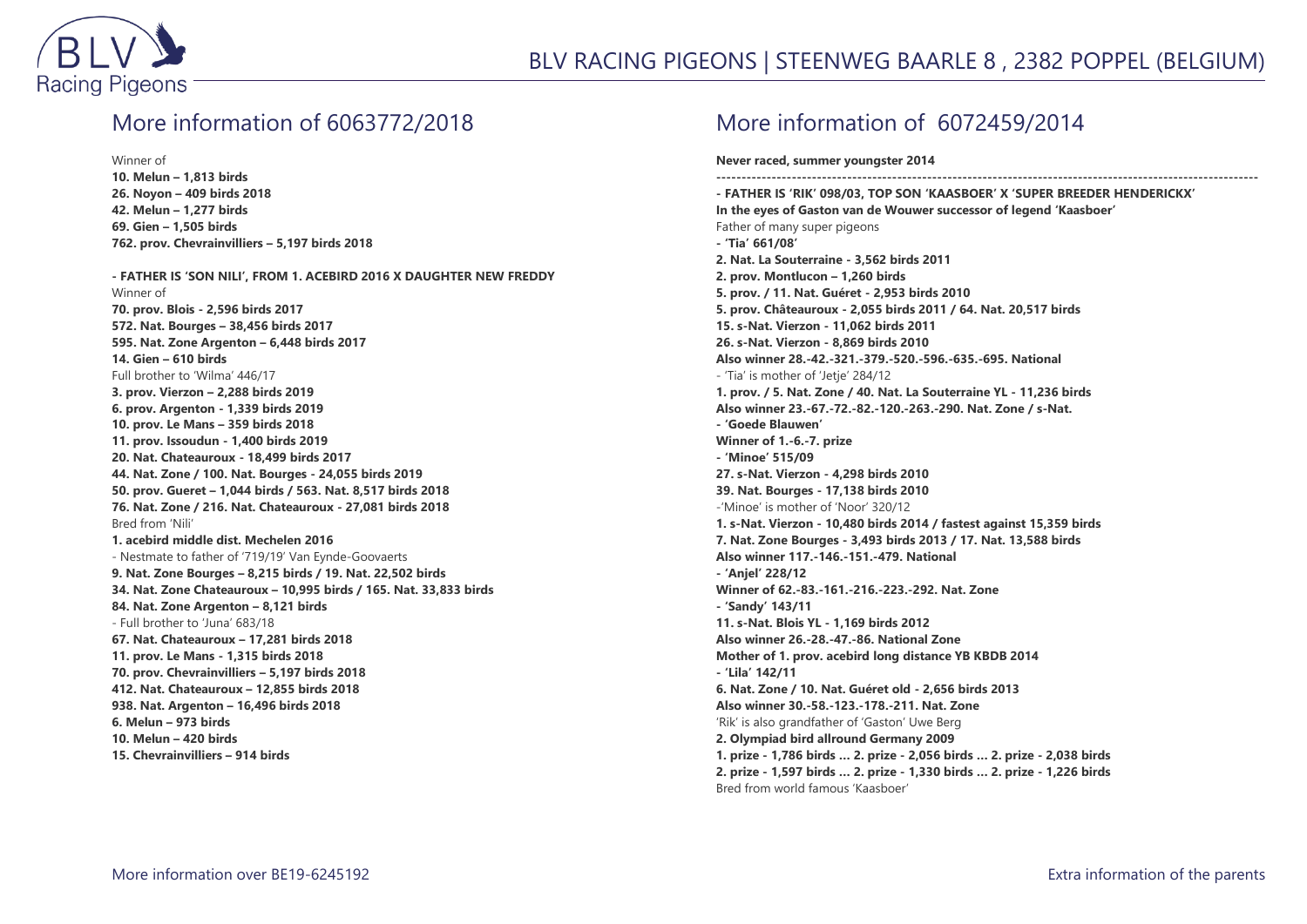## More information of 6063772/2018

Winner of
**10. Melun – 1,813 birds**
**26. Noyon – 409 birds 2018**
**42. Melun – 1,277 birds**
**69. Gien – 1,505 birds**
**762. prov. Chevrainvilliers – 5,197 birds 2018**

**- FATHER IS 'SON NILI', FROM 1. ACEBIRD 2016 X DAUGHTER NEW FREDDY**
Winner of
**70. prov. Blois - 2,596 birds 2017**
**572. Nat. Bourges – 38,456 birds 2017**
**595. Nat. Zone Argenton – 6,448 birds 2017**
**14. Gien – 610 birds**
Full brother to 'Wilma' 446/17
**3. prov. Vierzon – 2,288 birds 2019**
**6. prov. Argenton - 1,339 birds 2019**
**10. prov. Le Mans – 359 birds 2018**
**11. prov. Issoudun - 1,400 birds 2019**
**20. Nat. Chateauroux - 18,499 birds 2017**
**44. Nat. Zone / 100. Nat. Bourges - 24,055 birds 2019**
**50. prov. Gueret – 1,044 birds / 563. Nat. 8,517 birds 2018**
**76. Nat. Zone / 216. Nat. Chateauroux - 27,081 birds 2018**
Bred from 'Nili'
**1. acebird middle dist. Mechelen 2016**
- Nestmate to father of '719/19' Van Eynde-Goovaerts
**9. Nat. Zone Bourges – 8,215 birds / 19. Nat. 22,502 birds**
**34. Nat. Zone Chateauroux – 10,995 birds / 165. Nat. 33,833 birds**
**84. Nat. Zone Argenton – 8,121 birds**
- Full brother to 'Juna' 683/18
**67. Nat. Chateauroux – 17,281 birds 2018**
**11. prov. Le Mans - 1,315 birds 2018**
**70. prov. Chevrainvilliers – 5,197 birds 2018**
**412. Nat. Chateauroux – 12,855 birds 2018**
**938. Nat. Argenton – 16,496 birds 2018**
**6. Melun – 973 birds**
**10. Melun – 420 birds**
**15. Chevrainvilliers – 914 birds**

## More information of 6072459/2014

**Never raced, summer youngster 2014**

---

**- FATHER IS 'RIK' 098/03, TOP SON 'KAASBOER' X 'SUPER BREEDER HENDERICKX'**
**In the eyes of Gaston van de Wouwer successor of legend 'Kaasboer'**
Father of many super pigeons
**- 'Tia' 661/08'**
**2. Nat. La Souterraine - 3,562 birds 2011**
**2. prov. Montlucon – 1,260 birds**
**5. prov. / 11. Nat. Guéret - 2,953 birds 2010**
**5. prov. Châteauroux - 2,055 birds 2011 / 64. Nat. 20,517 birds**
**15. s-Nat. Vierzon - 11,062 birds 2011**
**26. s-Nat. Vierzon - 8,869 birds 2010**
**Also winner 28.-42.-321.-379.-520.-596.-635.-695. National**
- 'Tia' is mother of 'Jetje' 284/12
**1. prov. / 5. Nat. Zone / 40. Nat. La Souterraine YL - 11,236 birds**
**Also winner 23.-67.-72.-82.-120.-263.-290. Nat. Zone / s-Nat.**
**- 'Goede Blauwen'**
**Winner of 1.-6.-7. prize**
**- 'Minoe' 515/09**
**27. s-Nat. Vierzon - 4,298 birds 2010**
**39. Nat. Bourges - 17,138 birds 2010**
-'Minoe' is mother of 'Noor' 320/12
**1. s-Nat. Vierzon - 10,480 birds 2014 / fastest against 15,359 birds**
**7. Nat. Zone Bourges - 3,493 birds 2013 / 17. Nat. 13,588 birds**
**Also winner 117.-146.-151.-479. National**
**- 'Anjel' 228/12**
**Winner of 62.-83.-161.-216.-223.-292. Nat. Zone**
**- 'Sandy' 143/11**
**11. s-Nat. Blois YL - 1,169 birds 2012**
**Also winner 26.-28.-47.-86. National Zone**
**Mother of 1. prov. acebird long distance YB KBDB 2014**
**- 'Lila' 142/11**
**6. Nat. Zone / 10. Nat. Guéret old - 2,656 birds 2013**
**Also winner 30.-58.-123.-178.-211. Nat. Zone**
'Rik' is also grandfather of 'Gaston' Uwe Berg
**2. Olympiad bird allround Germany 2009**
**1. prize - 1,786 birds … 2. prize - 2,056 birds … 2. prize - 2,038 birds**
**2. prize - 1,597 birds … 2. prize - 1,330 birds … 2. prize - 1,226 birds**
Bred from world famous 'Kaasboer'

More information over BE19-6245192

Extra information of the parents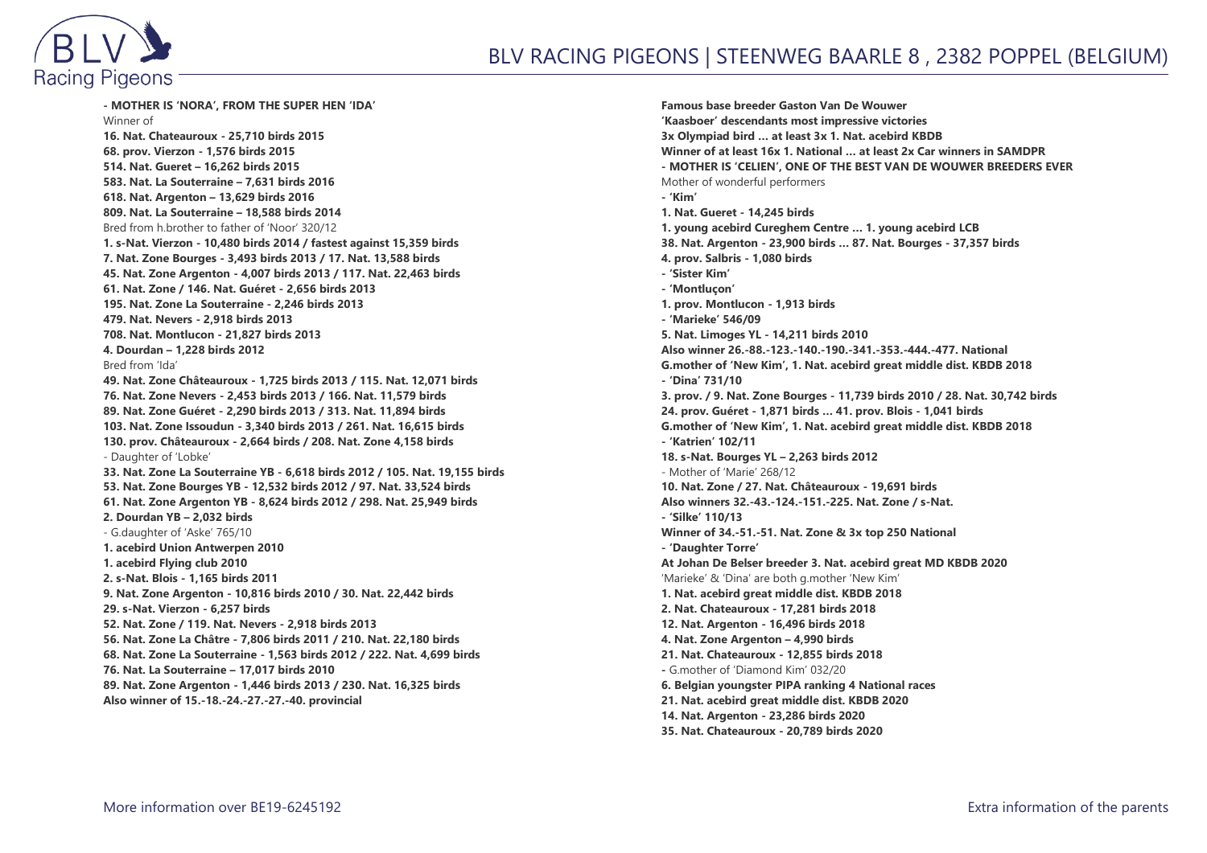**- MOTHER IS 'NORA', FROM THE SUPER HEN 'IDA'**
Winner of
**16. Nat. Chateauroux - 25,710 birds 2015**
**68. prov. Vierzon - 1,576 birds 2015**
**514. Nat. Gueret – 16,262 birds 2015**
**583. Nat. La Souterraine – 7,631 birds 2016**
**618. Nat. Argenton – 13,629 birds 2016**
**809. Nat. La Souterraine – 18,588 birds 2014**
Bred from h.brother to father of 'Noor' 320/12
**1. s-Nat. Vierzon - 10,480 birds 2014 / fastest against 15,359 birds**
**7. Nat. Zone Bourges - 3,493 birds 2013 / 17. Nat. 13,588 birds**
**45. Nat. Zone Argenton - 4,007 birds 2013 / 117. Nat. 22,463 birds**
**61. Nat. Zone / 146. Nat. Guéret - 2,656 birds 2013**
**195. Nat. Zone La Souterraine - 2,246 birds 2013**
**479. Nat. Nevers - 2,918 birds 2013**
**708. Nat. Montlucon - 21,827 birds 2013**
**4. Dourdan – 1,228 birds 2012**
Bred from 'Ida'
**49. Nat. Zone Châteauroux - 1,725 birds 2013 / 115. Nat. 12,071 birds**
**76. Nat. Zone Nevers - 2,453 birds 2013 / 166. Nat. 11,579 birds**
**89. Nat. Zone Guéret - 2,290 birds 2013 / 313. Nat. 11,894 birds**
**103. Nat. Zone Issoudun - 3,340 birds 2013 / 261. Nat. 16,615 birds**
**130. prov. Châteauroux - 2,664 birds / 208. Nat. Zone 4,158 birds**
- Daughter of 'Lobke'
**33. Nat. Zone La Souterraine YB - 6,618 birds 2012 / 105. Nat. 19,155 birds**
**53. Nat. Zone Bourges YB - 12,532 birds 2012 / 97. Nat. 33,524 birds**
**61. Nat. Zone Argenton YB - 8,624 birds 2012 / 298. Nat. 25,949 birds**
**2. Dourdan YB – 2,032 birds**
- G.daughter of 'Aske' 765/10
**1. acebird Union Antwerpen 2010**
**1. acebird Flying club 2010**
**2. s-Nat. Blois - 1,165 birds 2011**
**9. Nat. Zone Argenton - 10,816 birds 2010 / 30. Nat. 22,442 birds**
**29. s-Nat. Vierzon - 6,257 birds**
**52. Nat. Zone / 119. Nat. Nevers - 2,918 birds 2013**
**56. Nat. Zone La Châtre - 7,806 birds 2011 / 210. Nat. 22,180 birds**
**68. Nat. Zone La Souterraine - 1,563 birds 2012 / 222. Nat. 4,699 birds**
**76. Nat. La Souterraine – 17,017 birds 2010**
**89. Nat. Zone Argenton - 1,446 birds 2013 / 230. Nat. 16,325 birds**
**Also winner of 15.-18.-24.-27.-27.-40. provincial**

**Famous base breeder Gaston Van De Wouwer**
**'Kaasboer' descendants most impressive victories**
**3x Olympiad bird … at least 3x 1. Nat. acebird KBDB**
**Winner of at least 16x 1. National … at least 2x Car winners in SAMDPR**
**- MOTHER IS 'CELIEN', ONE OF THE BEST VAN DE WOUWER BREEDERS EVER**
Mother of wonderful performers
**- 'Kim'**
**1. Nat. Gueret - 14,245 birds**
**1. young acebird Cureghem Centre … 1. young acebird LCB**
**38. Nat. Argenton - 23,900 birds … 87. Nat. Bourges - 37,357 birds**
**4. prov. Salbris - 1,080 birds**
**- 'Sister Kim'**
**- 'Montluçon'**
**1. prov. Montlucon - 1,913 birds**
**- 'Marieke' 546/09**
**5. Nat. Limoges YL - 14,211 birds 2010**
**Also winner 26.-88.-123.-140.-190.-341.-353.-444.-477. National**
**G.mother of 'New Kim', 1. Nat. acebird great middle dist. KBDB 2018**
**- 'Dina' 731/10**
**3. prov. / 9. Nat. Zone Bourges - 11,739 birds 2010 / 28. Nat. 30,742 birds**
**24. prov. Guéret - 1,871 birds … 41. prov. Blois - 1,041 birds**
**G.mother of 'New Kim', 1. Nat. acebird great middle dist. KBDB 2018**
**- 'Katrien' 102/11**
**18. s-Nat. Bourges YL – 2,263 birds 2012**
- Mother of 'Marie' 268/12
**10. Nat. Zone / 27. Nat. Châteauroux - 19,691 birds**
**Also winners 32.-43.-124.-151.-225. Nat. Zone / s-Nat.**
**- 'Silke' 110/13**
**Winner of 34.-51.-51. Nat. Zone & 3x top 250 National**
**- 'Daughter Torre'**
**At Johan De Belser breeder 3. Nat. acebird great MD KBDB 2020**
'Marieke' & 'Dina' are both g.mother 'New Kim'
**1. Nat. acebird great middle dist. KBDB 2018**
**2. Nat. Chateauroux - 17,281 birds 2018**
**12. Nat. Argenton - 16,496 birds 2018**
**4. Nat. Zone Argenton – 4,990 birds**
**21. Nat. Chateauroux - 12,855 birds 2018**
**-** G.mother of 'Diamond Kim' 032/20
**6. Belgian youngster PIPA ranking 4 National races**
**21. Nat. acebird great middle dist. KBDB 2020**
**14. Nat. Argenton - 23,286 birds 2020**
**35. Nat. Chateauroux - 20,789 birds 2020**

More information over BE19-6245192

Extra information of the parents